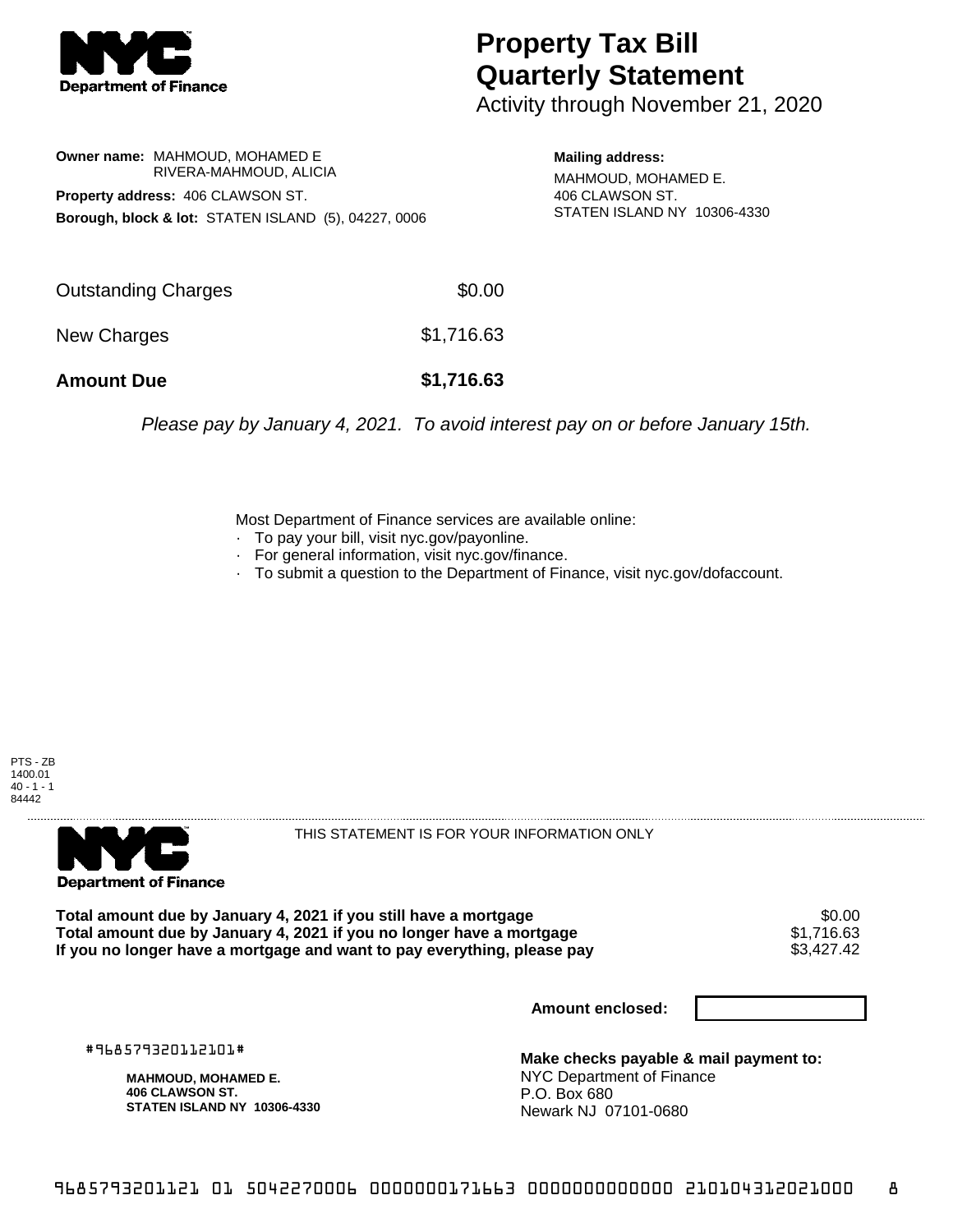# Property Tax Bill Quarterly Statement

Activity through November 21, 2020

**Owner name:** MAHMOUD, MOHAMED E
RIVERA-MAHMOUD, ALICIA

**Property address:** 406 CLAWSON ST.

**Borough, block & lot:** STATEN ISLAND (5), 04227, 0006

**Mailing address:**
MAHMOUD, MOHAMED E.
406 CLAWSON ST.
STATEN ISLAND NY 10306-4330

| | |
|---|---|
| Outstanding Charges | $0.00 |
| New Charges | $1,716.63 |
| **Amount Due** | **$1,716.63** |

*Please pay by January 4, 2021. To avoid interest pay on or before January 15th.*

Most Department of Finance services are available online:

- To pay your bill, visit nyc.gov/payonline.
- For general information, visit nyc.gov/finance.
- To submit a question to the Department of Finance, visit nyc.gov/dofaccount.

PTS - ZB
1400.01
40 - 1 - 1
84442

THIS STATEMENT IS FOR YOUR INFORMATION ONLY

| | |
|---|---|
| **Total amount due by January 4, 2021 if you still have a mortgage** | $0.00 |
| **Total amount due by January 4, 2021 if you no longer have a mortgage** | $1,716.63 |
| **If you no longer have a mortgage and want to pay everything, please pay** | $3,427.42 |

**Amount enclosed:**

#968579320112101#

**MAHMOUD, MOHAMED E.**
**406 CLAWSON ST.**
**STATEN ISLAND NY 10306-4330**

**Make checks payable & mail payment to:**
NYC Department of Finance
P.O. Box 680
Newark NJ 07101-0680

9685793201121 01 5042270006 0000000171663 0000000000000 210104312021000 8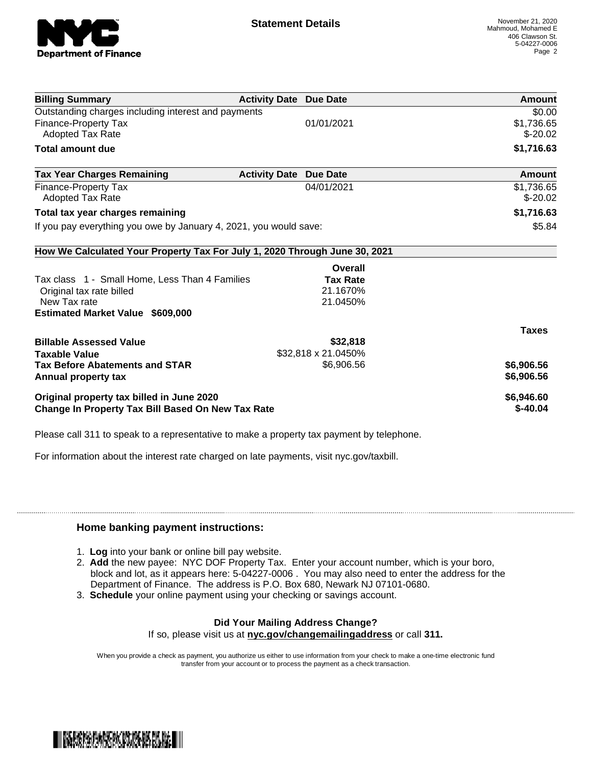# Statement Details

November 21, 2020
Mahmoud, Mohamed E
406 Clawson St.
5-04227-0006

| Billing Summary | Activity Date | Due Date | Amount |
| --- | --- | --- | --- |
| Outstanding charges including interest and payments | | | $0.00 |
| Finance-Property Tax | | 01/01/2021 | $1,736.65 |
| Adopted Tax Rate | | | $-20.02 |
| **Total amount due** | | | **$1,716.63** |

| Tax Year Charges Remaining | Activity Date | Due Date | Amount |
| --- | --- | --- | --- |
| Finance-Property Tax | | 04/01/2021 | $1,736.65 |
| Adopted Tax Rate | | | $-20.02 |
| **Total tax year charges remaining** | | | **$1,716.63** |
| If you pay everything you owe by January 4, 2021, you would save: | | | $5.84 |

**How We Calculated Your Property Tax For July 1, 2020 Through June 30, 2021**

| | Overall Tax Rate | |
| --- | --- | --- |
| Tax class 1 - Small Home, Less Than 4 Families | | |
| Original tax rate billed | 21.1670% | |
| New Tax rate | 21.0450% | |
| **Estimated Market Value $609,000** | | |
| | | **Taxes** |
| **Billable Assessed Value** | **$32,818** | |
| **Taxable Value** | $32,818 x 21.0450% | |
| **Tax Before Abatements and STAR** | $6,906.56 | **$6,906.56** |
| **Annual property tax** | | **$6,906.56** |
| **Original property tax billed in June 2020** | | **$6,946.60** |
| **Change In Property Tax Bill Based On New Tax Rate** | | **$-40.04** |

Please call 311 to speak to a representative to make a property tax payment by telephone.

For information about the interest rate charged on late payments, visit nyc.gov/taxbill.

## Home banking payment instructions:

1. **Log** into your bank or online bill pay website.
2. **Add** the new payee: NYC DOF Property Tax. Enter your account number, which is your boro, block and lot, as it appears here: 5-04227-0006 . You may also need to enter the address for the Department of Finance. The address is P.O. Box 680, Newark NJ 07101-0680.
3. **Schedule** your online payment using your checking or savings account.

**Did Your Mailing Address Change?**

If so, please visit us at **nyc.gov/changemailingaddress** or call **311.**

When you provide a check as payment, you authorize us either to use information from your check to make a one-time electronic fund transfer from your account or to process the payment as a check transaction.